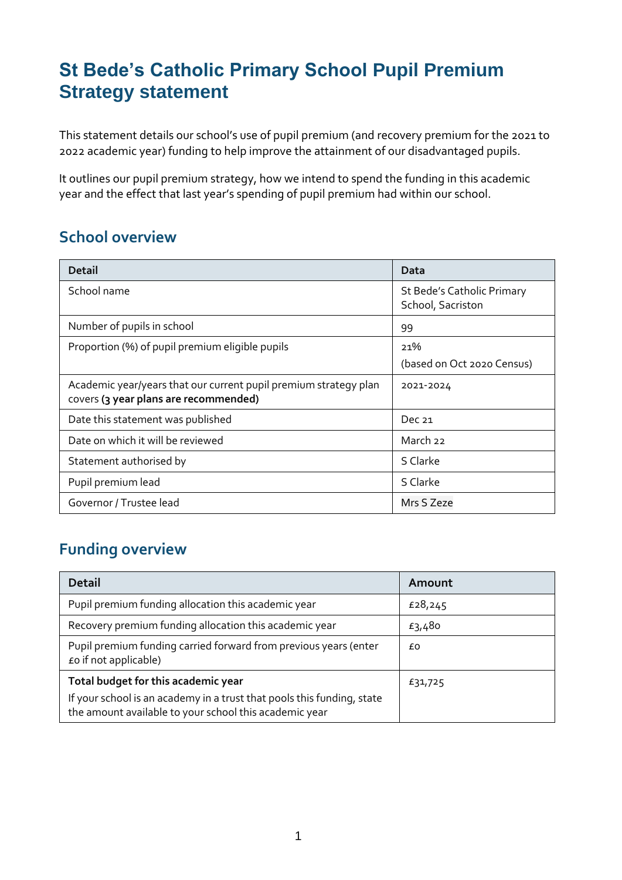# St Bede's Catholic Primary School Pupil Premium Strategy statement

This statement details our school's use of pupil premium (and recovery premium for the 2021 to 2022 academic year) funding to help improve the attainment of our disadvantaged pupils.

It outlines our pupil premium strategy, how we intend to spend the funding in this academic year and the effect that last year's spending of pupil premium had within our school.

## School overview

| Detail | Data |
|---|---|
| School name | St Bede's Catholic Primary School, Sacriston |
| Number of pupils in school | 99 |
| Proportion (%) of pupil premium eligible pupils | 21%<br>(based on Oct 2020 Census) |
| Academic year/years that our current pupil premium strategy plan covers **(3 year plans are recommended)** | 2021-2024 |
| Date this statement was published | Dec 21 |
| Date on which it will be reviewed | March 22 |
| Statement authorised by | S Clarke |
| Pupil premium lead | S Clarke |
| Governor / Trustee lead | Mrs S Zeze |

## Funding overview

| Detail | Amount |
|---|---|
| Pupil premium funding allocation this academic year | £28,245 |
| Recovery premium funding allocation this academic year | £3,480 |
| Pupil premium funding carried forward from previous years (enter £0 if not applicable) | £0 |
| **Total budget for this academic year**<br>If your school is an academy in a trust that pools this funding, state the amount available to your school this academic year | £31,725 |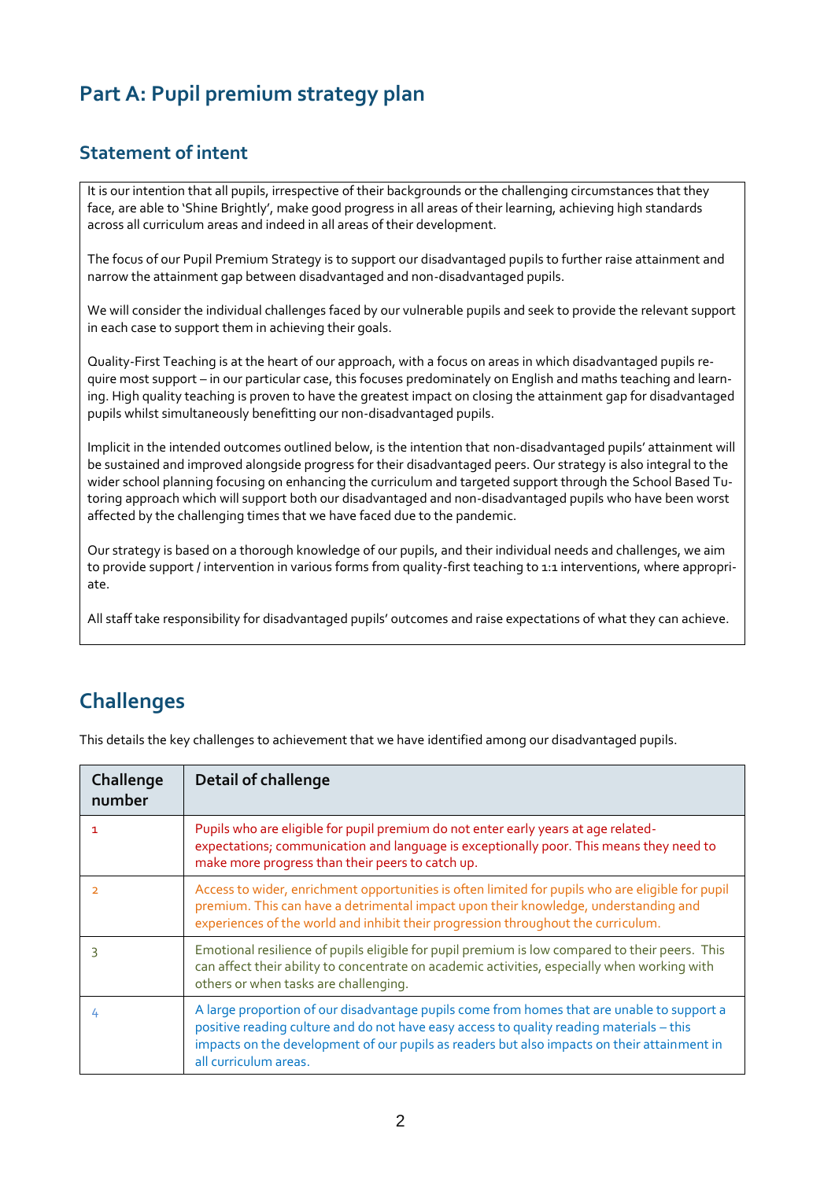# Part A: Pupil premium strategy plan

## Statement of intent

It is our intention that all pupils, irrespective of their backgrounds or the challenging circumstances that they face, are able to 'Shine Brightly', make good progress in all areas of their learning, achieving high standards across all curriculum areas and indeed in all areas of their development.

The focus of our Pupil Premium Strategy is to support our disadvantaged pupils to further raise attainment and narrow the attainment gap between disadvantaged and non-disadvantaged pupils.

We will consider the individual challenges faced by our vulnerable pupils and seek to provide the relevant support in each case to support them in achieving their goals.

Quality-First Teaching is at the heart of our approach, with a focus on areas in which disadvantaged pupils require most support – in our particular case, this focuses predominately on English and maths teaching and learning. High quality teaching is proven to have the greatest impact on closing the attainment gap for disadvantaged pupils whilst simultaneously benefitting our non-disadvantaged pupils.

Implicit in the intended outcomes outlined below, is the intention that non-disadvantaged pupils' attainment will be sustained and improved alongside progress for their disadvantaged peers. Our strategy is also integral to the wider school planning focusing on enhancing the curriculum and targeted support through the School Based Tutoring approach which will support both our disadvantaged and non-disadvantaged pupils who have been worst affected by the challenging times that we have faced due to the pandemic.

Our strategy is based on a thorough knowledge of our pupils, and their individual needs and challenges, we aim to provide support / intervention in various forms from quality-first teaching to 1:1 interventions, where appropriate.

All staff take responsibility for disadvantaged pupils' outcomes and raise expectations of what they can achieve.

## Challenges

This details the key challenges to achievement that we have identified among our disadvantaged pupils.

| Challenge number | Detail of challenge |
|---|---|
| 1 | Pupils who are eligible for pupil premium do not enter early years at age related-expectations; communication and language is exceptionally poor. This means they need to make more progress than their peers to catch up. |
| 2 | Access to wider, enrichment opportunities is often limited for pupils who are eligible for pupil premium. This can have a detrimental impact upon their knowledge, understanding and experiences of the world and inhibit their progression throughout the curriculum. |
| 3 | Emotional resilience of pupils eligible for pupil premium is low compared to their peers. This can affect their ability to concentrate on academic activities, especially when working with others or when tasks are challenging. |
| 4 | A large proportion of our disadvantage pupils come from homes that are unable to support a positive reading culture and do not have easy access to quality reading materials – this impacts on the development of our pupils as readers but also impacts on their attainment in all curriculum areas. |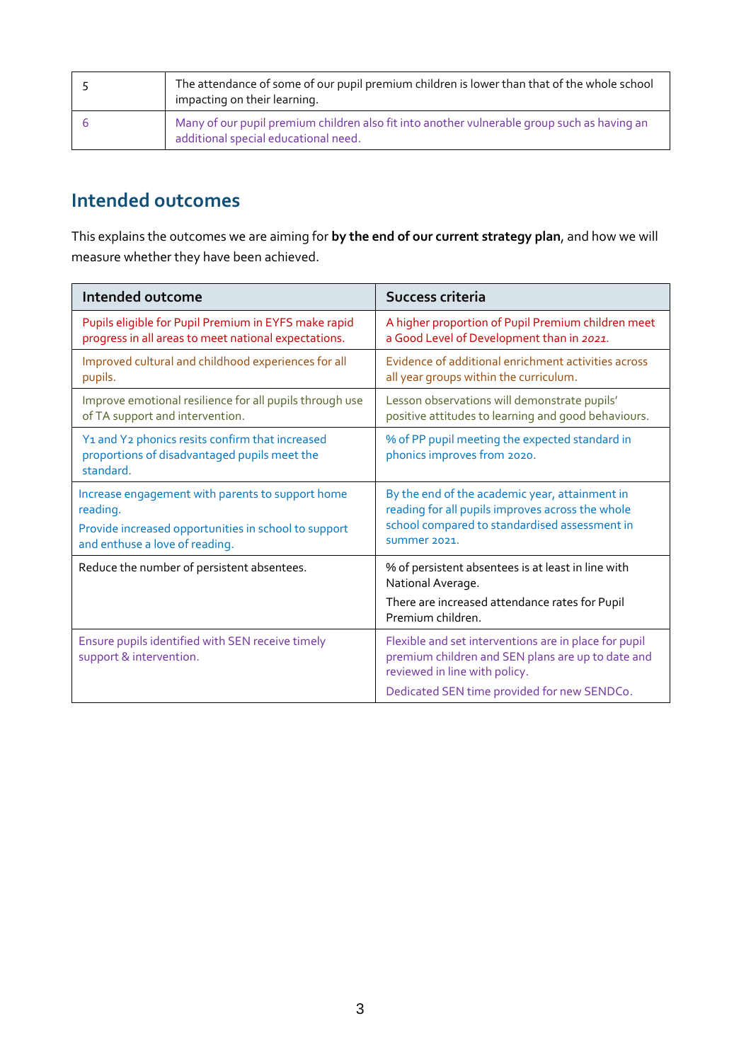| | |
|---|---|
| 5 | The attendance of some of our pupil premium children is lower than that of the whole school impacting on their learning. |
| 6 | Many of our pupil premium children also fit into another vulnerable group such as having an additional special educational need. |

## Intended outcomes

This explains the outcomes we are aiming for **by the end of our current strategy plan**, and how we will measure whether they have been achieved.

| Intended outcome | Success criteria |
|---|---|
| Pupils eligible for Pupil Premium in EYFS make rapid progress in all areas to meet national expectations. | A higher proportion of Pupil Premium children meet a Good Level of Development than in *2021*. |
| Improved cultural and childhood experiences for all pupils. | Evidence of additional enrichment activities across all year groups within the curriculum. |
| Improve emotional resilience for all pupils through use of TA support and intervention. | Lesson observations will demonstrate pupils' positive attitudes to learning and good behaviours. |
| Y1 and Y2 phonics resits confirm that increased proportions of disadvantaged pupils meet the standard. | % of PP pupil meeting the expected standard in phonics improves from 2020. |
| Increase engagement with parents to support home reading.<br>Provide increased opportunities in school to support and enthuse a love of reading. | By the end of the academic year, attainment in reading for all pupils improves across the whole school compared to standardised assessment in summer 2021. |
| Reduce the number of persistent absentees. | % of persistent absentees is at least in line with National Average.<br>There are increased attendance rates for Pupil Premium children. |
| Ensure pupils identified with SEN receive timely support & intervention. | Flexible and set interventions are in place for pupil premium children and SEN plans are up to date and reviewed in line with policy.<br>Dedicated SEN time provided for new SENDCo. |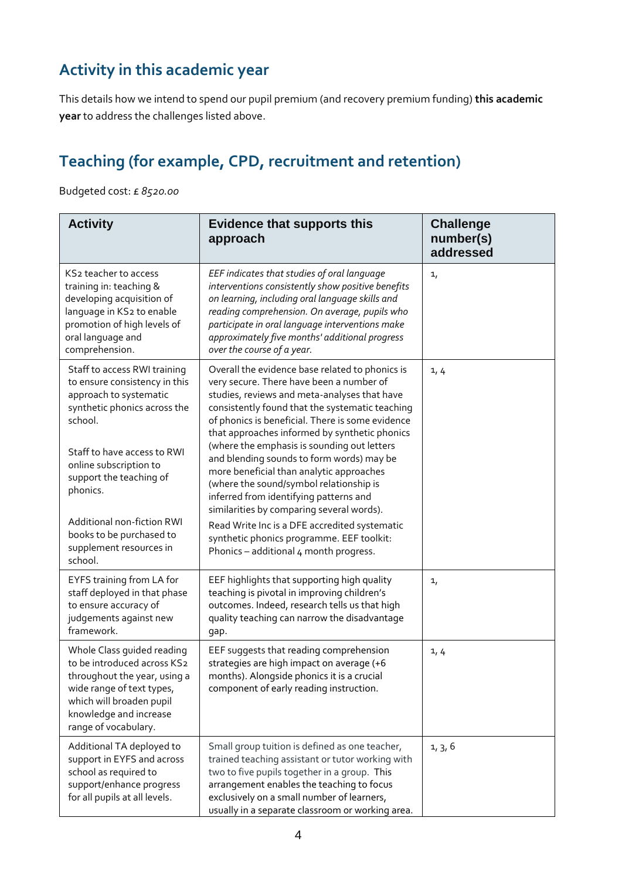## Activity in this academic year

This details how we intend to spend our pupil premium (and recovery premium funding) **this academic year** to address the challenges listed above.

## Teaching (for example, CPD, recruitment and retention)

Budgeted cost: £ *8520.00*

| Activity | Evidence that supports this approach | Challenge number(s) addressed |
|---|---|---|
| KS2 teacher to access training in: teaching & developing acquisition of language in KS2 to enable promotion of high levels of oral language and comprehension. | *EEF indicates that studies of oral language interventions consistently show positive benefits on learning, including oral language skills and reading comprehension. On average, pupils who participate in oral language interventions make approximately five months' additional progress over the course of a year.* | 1, |
| Staff to access RWI training to ensure consistency in this approach to systematic synthetic phonics across the school.<br><br>Staff to have access to RWI online subscription to support the teaching of phonics.<br><br>Additional non-fiction RWI books to be purchased to supplement resources in school. | Overall the evidence base related to phonics is very secure. There have been a number of studies, reviews and meta-analyses that have consistently found that the systematic teaching of phonics is beneficial. There is some evidence that approaches informed by synthetic phonics (where the emphasis is sounding out letters and blending sounds to form words) may be more beneficial than analytic approaches (where the sound/symbol relationship is inferred from identifying patterns and similarities by comparing several words).<br>Read Write Inc is a DFE accredited systematic synthetic phonics programme. EEF toolkit: Phonics – additional 4 month progress. | 1, 4 |
| EYFS training from LA for staff deployed in that phase to ensure accuracy of judgements against new framework. | EEF highlights that supporting high quality teaching is pivotal in improving children's outcomes. Indeed, research tells us that high quality teaching can narrow the disadvantage gap. | 1, |
| Whole Class guided reading to be introduced across KS2 throughout the year, using a wide range of text types, which will broaden pupil knowledge and increase range of vocabulary. | EEF suggests that reading comprehension strategies are high impact on average (+6 months). Alongside phonics it is a crucial component of early reading instruction. | 1, 4 |
| Additional TA deployed to support in EYFS and across school as required to support/enhance progress for all pupils at all levels. | Small group tuition is defined as one teacher, trained teaching assistant or tutor working with two to five pupils together in a group. This arrangement enables the teaching to focus exclusively on a small number of learners, usually in a separate classroom or working area. | 1, 3, 6 |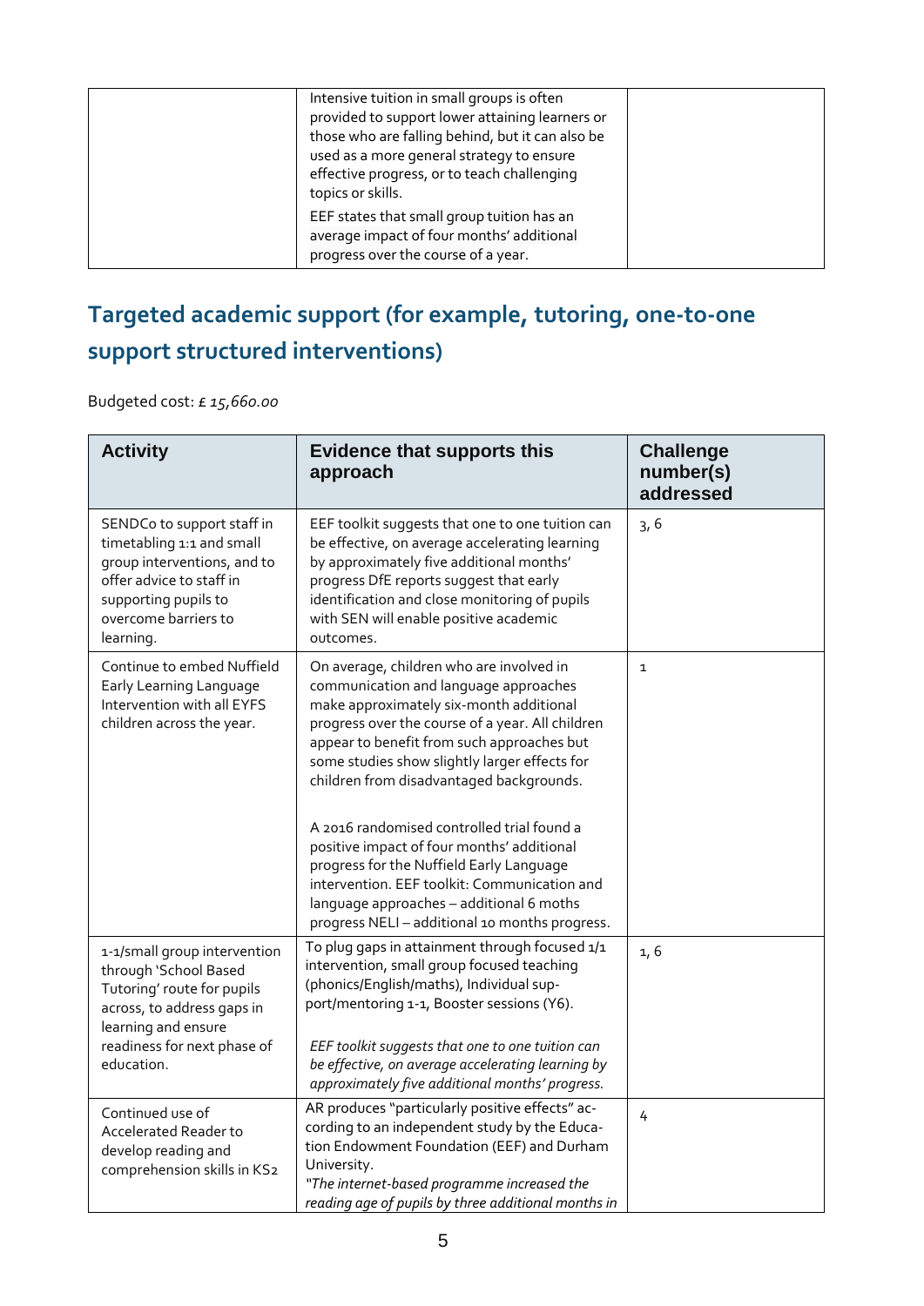| | Intensive tuition in small groups is often provided to support lower attaining learners or those who are falling behind, but it can also be used as a more general strategy to ensure effective progress, or to teach challenging topics or skills.<br><br>EEF states that small group tuition has an average impact of four months' additional progress over the course of a year. | |
|---|---|---|

## Targeted academic support (for example, tutoring, one-to-one support structured interventions)

Budgeted cost: £ *15,660.00*

| Activity | Evidence that supports this approach | Challenge number(s) addressed |
|---|---|---|
| SENDCo to support staff in timetabling 1:1 and small group interventions, and to offer advice to staff in supporting pupils to overcome barriers to learning. | EEF toolkit suggests that one to one tuition can be effective, on average accelerating learning by approximately five additional months' progress DfE reports suggest that early identification and close monitoring of pupils with SEN will enable positive academic outcomes. | 3, 6 |
| Continue to embed Nuffield Early Learning Language Intervention with all EYFS children across the year. | On average, children who are involved in communication and language approaches make approximately six-month additional progress over the course of a year. All children appear to benefit from such approaches but some studies show slightly larger effects for children from disadvantaged backgrounds.<br><br>A 2016 randomised controlled trial found a positive impact of four months' additional progress for the Nuffield Early Language intervention. EEF toolkit: Communication and language approaches – additional 6 moths progress NELI – additional 10 months progress. | 1 |
| 1-1/small group intervention through 'School Based Tutoring' route for pupils across, to address gaps in learning and ensure readiness for next phase of education. | To plug gaps in attainment through focused 1/1 intervention, small group focused teaching (phonics/English/maths), Individual support/mentoring 1-1, Booster sessions (Y6).<br><br>*EEF toolkit suggests that one to one tuition can be effective, on average accelerating learning by approximately five additional months' progress.* | 1, 6 |
| Continued use of Accelerated Reader to develop reading and comprehension skills in KS2 | AR produces "particularly positive effects" according to an independent study by the Education Endowment Foundation (EEF) and Durham University.<br>*"The internet-based programme increased the reading age of pupils by three additional months in* | 4 |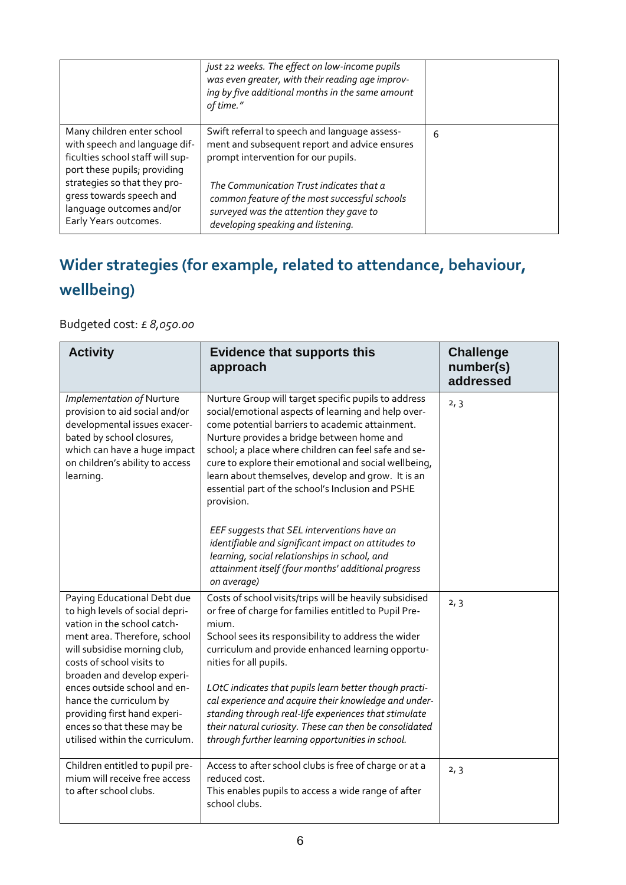|  | *just 22 weeks. The effect on low-income pupils was even greater, with their reading age improving by five additional months in the same amount of time."* |  |
| --- | --- | --- |
| Many children enter school with speech and language difficulties school staff will support these pupils; providing strategies so that they progress towards speech and language outcomes and/or Early Years outcomes. | Swift referral to speech and language assessment and subsequent report and advice ensures prompt intervention for our pupils.<br><br>*The Communication Trust indicates that a common feature of the most successful schools surveyed was the attention they gave to developing speaking and listening.* | 6 |

## Wider strategies (for example, related to attendance, behaviour, wellbeing)

Budgeted cost: £ *8,050.00*

| Activity | Evidence that supports this approach | Challenge number(s) addressed |
| --- | --- | --- |
| *Implementation of* Nurture provision to aid social and/or developmental issues exacerbated by school closures, which can have a huge impact on children's ability to access learning. | Nurture Group will target specific pupils to address social/emotional aspects of learning and help overcome potential barriers to academic attainment. Nurture provides a bridge between home and school; a place where children can feel safe and secure to explore their emotional and social wellbeing, learn about themselves, develop and grow. It is an essential part of the school's Inclusion and PSHE provision.<br><br>*EEF suggests that SEL interventions have an identifiable and significant impact on attitudes to learning, social relationships in school, and attainment itself (four months' additional progress on average)* | 2, 3 |
| Paying Educational Debt due to high levels of social deprivation in the school catchment area. Therefore, school will subsidise morning club, costs of school visits to broaden and develop experiences outside school and enhance the curriculum by providing first hand experiences so that these may be utilised within the curriculum. | Costs of school visits/trips will be heavily subsidised or free of charge for families entitled to Pupil Premium.<br>School sees its responsibility to address the wider curriculum and provide enhanced learning opportunities for all pupils.<br><br>*LOtC indicates that pupils learn better though practical experience and acquire their knowledge and understanding through real-life experiences that stimulate their natural curiosity. These can then be consolidated through further learning opportunities in school.* | 2, 3 |
| Children entitled to pupil premium will receive free access to after school clubs. | Access to after school clubs is free of charge or at a reduced cost.<br>This enables pupils to access a wide range of after school clubs. | 2, 3 |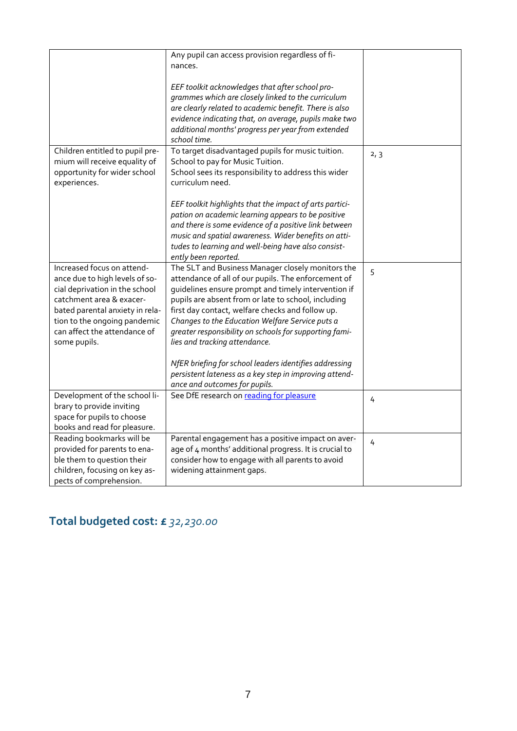| | | |
|---|---|---|
| | Any pupil can access provision regardless of finances.<br><br>*EEF toolkit acknowledges that after school programmes which are closely linked to the curriculum are clearly related to academic benefit. There is also evidence indicating that, on average, pupils make two additional months' progress per year from extended school time.* | |
| Children entitled to pupil premium will receive equality of opportunity for wider school experiences. | To target disadvantaged pupils for music tuition. School to pay for Music Tuition.<br>School sees its responsibility to address this wider curriculum need.<br><br>*EEF toolkit highlights that the impact of arts participation on academic learning appears to be positive and there is some evidence of a positive link between music and spatial awareness. Wider benefits on attitudes to learning and well-being have also consistently been reported.* | 2, 3 |
| Increased focus on attendance due to high levels of social deprivation in the school catchment area & exacerbated parental anxiety in relation to the ongoing pandemic can affect the attendance of some pupils. | The SLT and Business Manager closely monitors the attendance of all of our pupils. The enforcement of guidelines ensure prompt and timely intervention if pupils are absent from or late to school, including first day contact, welfare checks and follow up. *Changes to the Education Welfare Service puts a greater responsibility on schools for supporting families and tracking attendance.*<br><br>*NfER briefing for school leaders identifies addressing persistent lateness as a key step in improving attendance and outcomes for pupils.* | 5 |
| Development of the school library to provide inviting space for pupils to choose books and read for pleasure. | See DfE research on [reading for pleasure]() | 4 |
| Reading bookmarks will be provided for parents to enable them to question their children, focusing on key aspects of comprehension. | Parental engagement has a positive impact on average of 4 months' additional progress. It is crucial to consider how to engage with all parents to avoid widening attainment gaps. | 4 |

## Total budgeted cost: £ *32,230.00*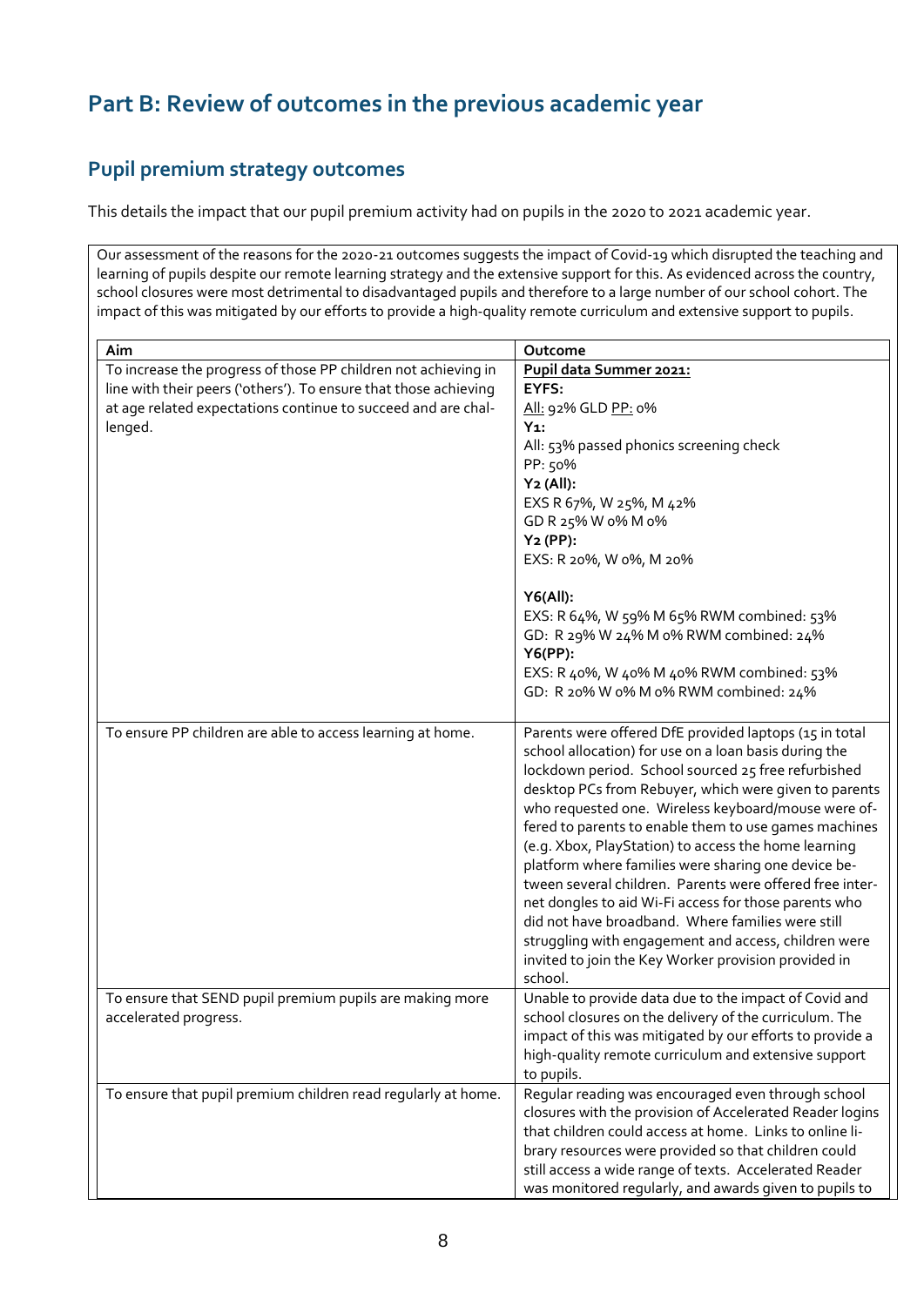# Part B: Review of outcomes in the previous academic year

## Pupil premium strategy outcomes

This details the impact that our pupil premium activity had on pupils in the 2020 to 2021 academic year.

Our assessment of the reasons for the 2020-21 outcomes suggests the impact of Covid-19 which disrupted the teaching and learning of pupils despite our remote learning strategy and the extensive support for this. As evidenced across the country, school closures were most detrimental to disadvantaged pupils and therefore to a large number of our school cohort. The impact of this was mitigated by our efforts to provide a high-quality remote curriculum and extensive support to pupils.

| Aim | Outcome |
|---|---|
| To increase the progress of those PP children not achieving in line with their peers ('others'). To ensure that those achieving at age related expectations continue to succeed and are challenged. | <u>**Pupil data Summer 2021:**</u><br>**EYFS:**<br><u>All:</u> 92% GLD <u>PP:</u> 0%<br>**Y1:**<br>All: 53% passed phonics screening check<br>PP: 50%<br>**Y2 (All):**<br>EXS R 67%, W 25%, M 42%<br>GD R 25% W 0% M 0%<br>**Y2 (PP):**<br>EXS: R 20%, W 0%, M 20%<br><br>**Y6(All):**<br>EXS: R 64%, W 59% M 65% RWM combined: 53%<br>GD: R 29% W 24% M 0% RWM combined: 24%<br>**Y6(PP):**<br>EXS: R 40%, W 40% M 40% RWM combined: 53%<br>GD: R 20% W 0% M 0% RWM combined: 24% |
| To ensure PP children are able to access learning at home. | Parents were offered DfE provided laptops (15 in total school allocation) for use on a loan basis during the lockdown period. School sourced 25 free refurbished desktop PCs from Rebuyer, which were given to parents who requested one. Wireless keyboard/mouse were offered to parents to enable them to use games machines (e.g. Xbox, PlayStation) to access the home learning platform where families were sharing one device between several children. Parents were offered free internet dongles to aid Wi-Fi access for those parents who did not have broadband. Where families were still struggling with engagement and access, children were invited to join the Key Worker provision provided in school. |
| To ensure that SEND pupil premium pupils are making more accelerated progress. | Unable to provide data due to the impact of Covid and school closures on the delivery of the curriculum. The impact of this was mitigated by our efforts to provide a high-quality remote curriculum and extensive support to pupils. |
| To ensure that pupil premium children read regularly at home. | Regular reading was encouraged even through school closures with the provision of Accelerated Reader logins that children could access at home. Links to online library resources were provided so that children could still access a wide range of texts. Accelerated Reader was monitored regularly, and awards given to pupils to |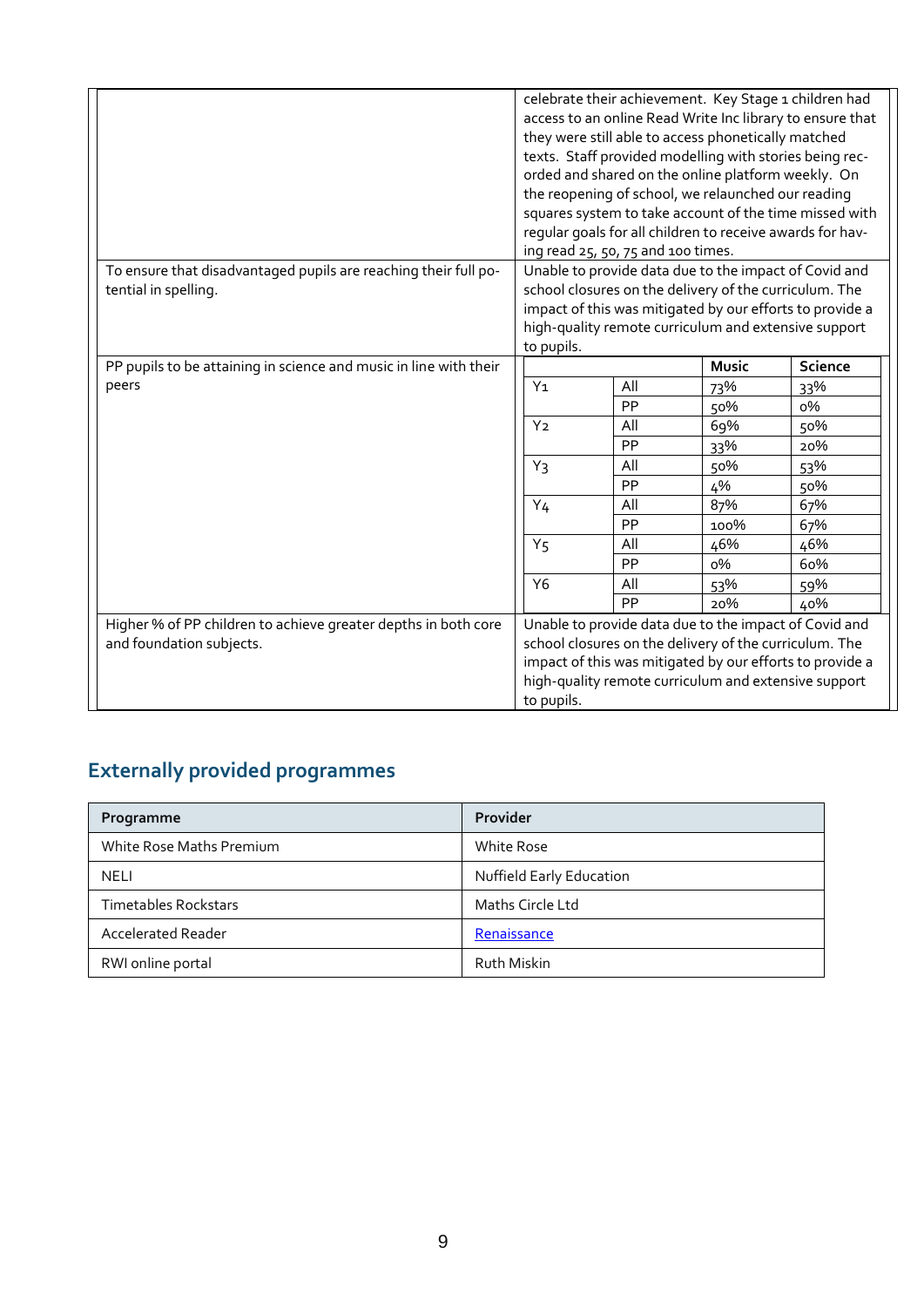| | |
|---|---|
| | celebrate their achievement. Key Stage 1 children had access to an online Read Write Inc library to ensure that they were still able to access phonetically matched texts. Staff provided modelling with stories being recorded and shared on the online platform weekly. On the reopening of school, we relaunched our reading squares system to take account of the time missed with regular goals for all children to receive awards for having read 25, 50, 75 and 100 times. |
| To ensure that disadvantaged pupils are reaching their full potential in spelling. | Unable to provide data due to the impact of Covid and school closures on the delivery of the curriculum. The impact of this was mitigated by our efforts to provide a high-quality remote curriculum and extensive support to pupils. |
| PP pupils to be attaining in science and music in line with their peers | (see table below) |
| Higher % of PP children to achieve greater depths in both core and foundation subjects. | Unable to provide data due to the impact of Covid and school closures on the delivery of the curriculum. The impact of this was mitigated by our efforts to provide a high-quality remote curriculum and extensive support to pupils. |

| | | Music | Science |
|---|---|---|---|
| Y1 | All | 73% | 33% |
| | PP | 50% | 0% |
| Y2 | All | 69% | 50% |
| | PP | 33% | 20% |
| Y3 | All | 50% | 53% |
| | PP | 4% | 50% |
| Y4 | All | 87% | 67% |
| | PP | 100% | 67% |
| Y5 | All | 46% | 46% |
| | PP | 0% | 60% |
| Y6 | All | 53% | 59% |
| | PP | 20% | 40% |

## Externally provided programmes

| Programme | Provider |
|---|---|
| White Rose Maths Premium | White Rose |
| NELI | Nuffield Early Education |
| Timetables Rockstars | Maths Circle Ltd |
| Accelerated Reader | Renaissance |
| RWI online portal | Ruth Miskin |